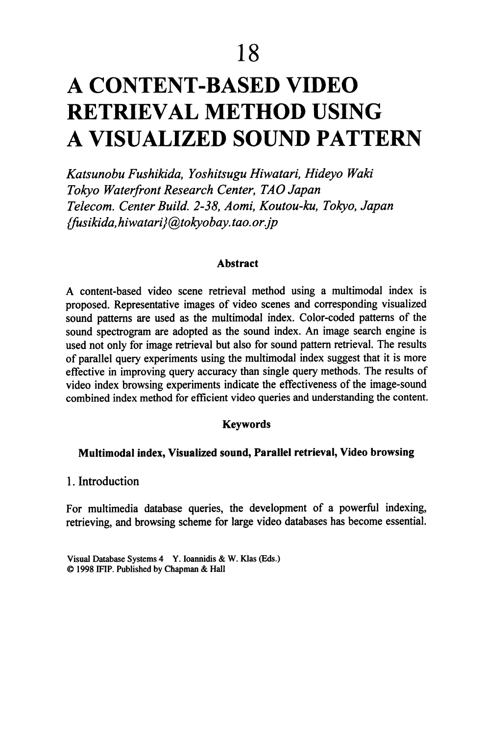# 18

# A CONTENT-BASED VIDEO RETRIEVAL METHOD USING A VISUALIZED SOUND PATTERN

*Katsunobu Fushikida, Yoshitsugu Hiwatari, Hideyo Waki*
*Tokyo Waterfront Research Center, TAO Japan*
*Telecom. Center Build. 2-38, Aomi, Koutou-ku, Tokyo, Japan*
*{fusikida,hiwatari}@tokyobay.tao.or.jp*

**Abstract**

A content-based video scene retrieval method using a multimodal index is proposed. Representative images of video scenes and corresponding visualized sound patterns are used as the multimodal index. Color-coded patterns of the sound spectrogram are adopted as the sound index. An image search engine is used not only for image retrieval but also for sound pattern retrieval. The results of parallel query experiments using the multimodal index suggest that it is more effective in improving query accuracy than single query methods. The results of video index browsing experiments indicate the effectiveness of the image-sound combined index method for efficient video queries and understanding the content.

**Keywords**

**Multimodal index, Visualized sound, Parallel retrieval, Video browsing**

## 1. Introduction

For multimedia database queries, the development of a powerful indexing, retrieving, and browsing scheme for large video databases has become essential.

Visual Database Systems 4 Y. Ioannidis & W. Klas (Eds.)
© 1998 IFIP. Published by Chapman & Hall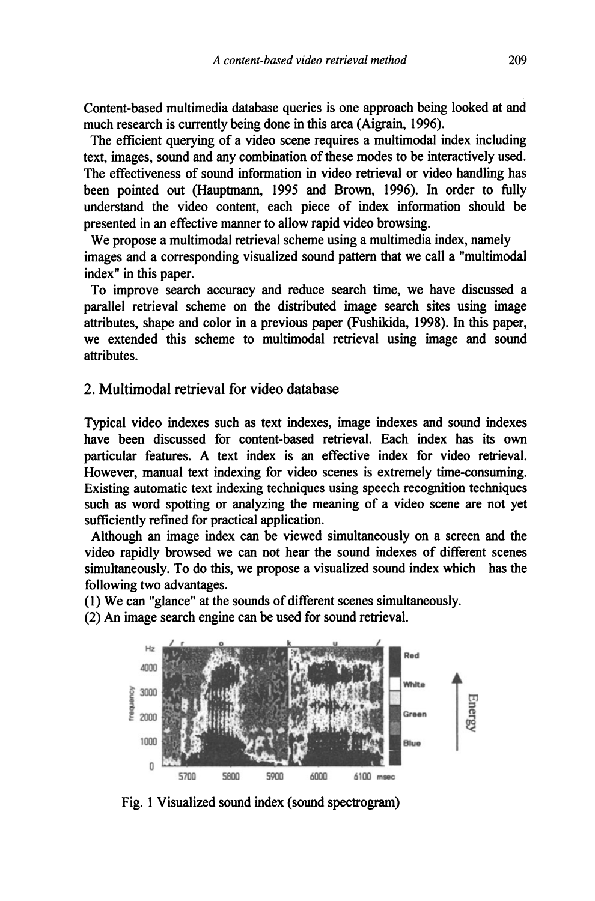Content-based multimedia database queries is one approach being looked at and much research is currently being done in this area (Aigrain, 1996).

The efficient querying of a video scene requires a multimodal index including text, images, sound and any combination of these modes to be interactively used. The effectiveness of sound information in video retrieval or video handling has been pointed out (Hauptmann, 1995 and Brown, 1996). In order to fully understand the video content, each piece of index information should be presented in an effective manner to allow rapid video browsing.

We propose a multimodal retrieval scheme using a multimedia index, namely images and a corresponding visualized sound pattern that we call a "multimodal index" in this paper.

To improve search accuracy and reduce search time, we have discussed a parallel retrieval scheme on the distributed image search sites using image attributes, shape and color in a previous paper (Fushikida, 1998). In this paper, we extended this scheme to multimodal retrieval using image and sound attributes.

## 2. Multimodal retrieval for video database

Typical video indexes such as text indexes, image indexes and sound indexes have been discussed for content-based retrieval. Each index has its own particular features. A text index is an effective index for video retrieval. However, manual text indexing for video scenes is extremely time-consuming. Existing automatic text indexing techniques using speech recognition techniques such as word spotting or analyzing the meaning of a video scene are not yet sufficiently refined for practical application.

Although an image index can be viewed simultaneously on a screen and the video rapidly browsed we can not hear the sound indexes of different scenes simultaneously. To do this, we propose a visualized sound index which has the following two advantages.

(1) We can "glance" at the sounds of different scenes simultaneously.

(2) An image search engine can be used for sound retrieval.

Fig. 1 Visualized sound index (sound spectrogram)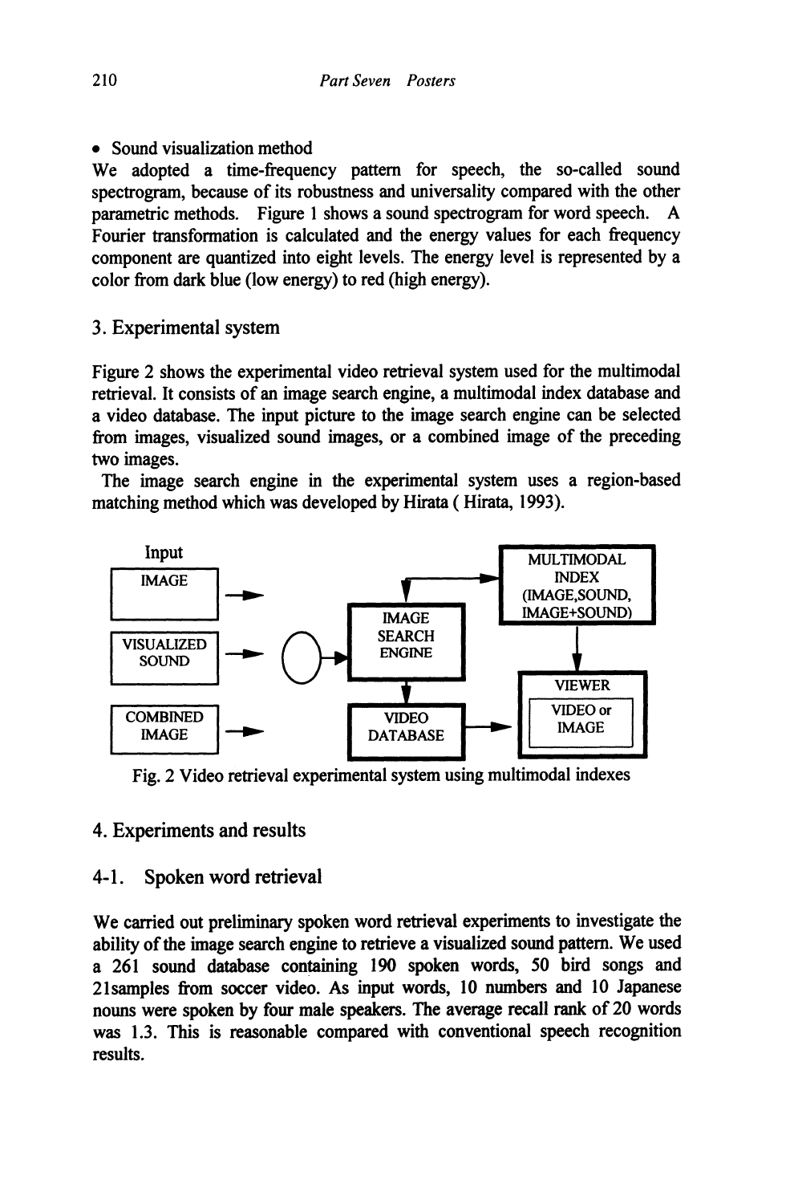- Sound visualization method

We adopted a time-frequency pattern for speech, the so-called sound spectrogram, because of its robustness and universality compared with the other parametric methods. Figure 1 shows a sound spectrogram for word speech. A Fourier transformation is calculated and the energy values for each frequency component are quantized into eight levels. The energy level is represented by a color from dark blue (low energy) to red (high energy).

## 3. Experimental system

Figure 2 shows the experimental video retrieval system used for the multimodal retrieval. It consists of an image search engine, a multimodal index database and a video database. The input picture to the image search engine can be selected from images, visualized sound images, or a combined image of the preceding two images.

The image search engine in the experimental system uses a region-based matching method which was developed by Hirata ( Hirata, 1993).

Input

IMAGE

VISUALIZED SOUND

COMBINED IMAGE

IMAGE SEARCH ENGINE

MULTIMODAL INDEX (IMAGE,SOUND, IMAGE+SOUND)

VIEWER

VIDEO or IMAGE

VIDEO DATABASE

Fig. 2 Video retrieval experimental system using multimodal indexes

## 4. Experiments and results

### 4-1. Spoken word retrieval

We carried out preliminary spoken word retrieval experiments to investigate the ability of the image search engine to retrieve a visualized sound pattern. We used a 261 sound database containing 190 spoken words, 50 bird songs and 21samples from soccer video. As input words, 10 numbers and 10 Japanese nouns were spoken by four male speakers. The average recall rank of 20 words was 1.3. This is reasonable compared with conventional speech recognition results.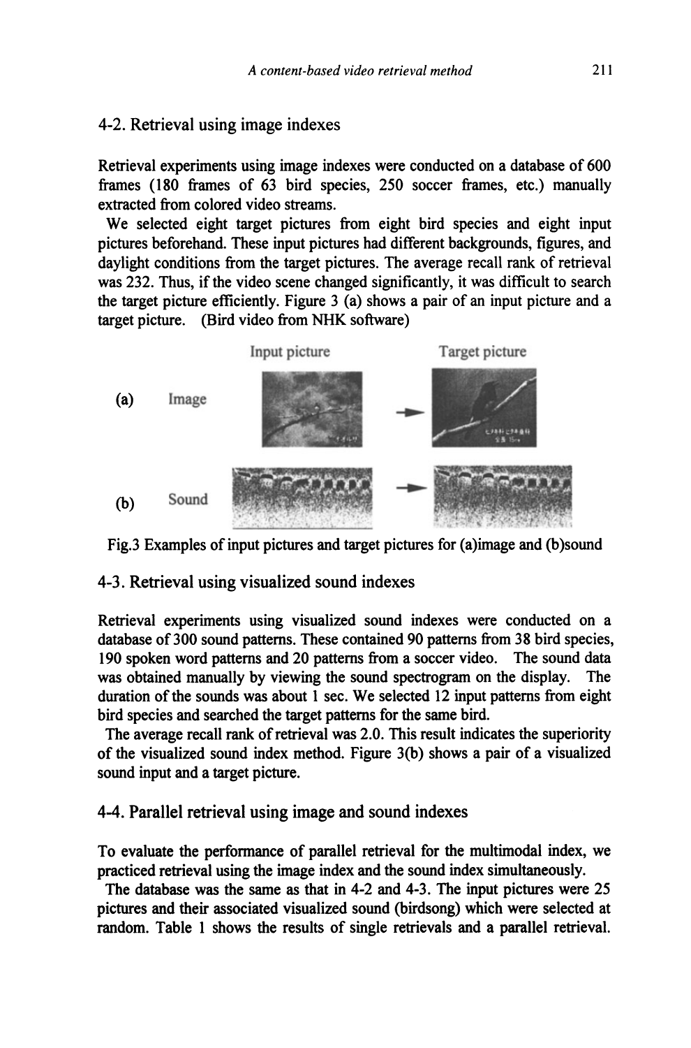## 4-2. Retrieval using image indexes

Retrieval experiments using image indexes were conducted on a database of 600 frames (180 frames of 63 bird species, 250 soccer frames, etc.) manually extracted from colored video streams.

We selected eight target pictures from eight bird species and eight input pictures beforehand. These input pictures had different backgrounds, figures, and daylight conditions from the target pictures. The average recall rank of retrieval was 232. Thus, if the video scene changed significantly, it was difficult to search the target picture efficiently. Figure 3 (a) shows a pair of an input picture and a target picture. (Bird video from NHK software)

Fig.3 Examples of input pictures and target pictures for (a)image and (b)sound

## 4-3. Retrieval using visualized sound indexes

Retrieval experiments using visualized sound indexes were conducted on a database of 300 sound patterns. These contained 90 patterns from 38 bird species, 190 spoken word patterns and 20 patterns from a soccer video. The sound data was obtained manually by viewing the sound spectrogram on the display. The duration of the sounds was about 1 sec. We selected 12 input patterns from eight bird species and searched the target patterns for the same bird.

The average recall rank of retrieval was 2.0. This result indicates the superiority of the visualized sound index method. Figure 3(b) shows a pair of a visualized sound input and a target picture.

## 4-4. Parallel retrieval using image and sound indexes

To evaluate the performance of parallel retrieval for the multimodal index, we practiced retrieval using the image index and the sound index simultaneously.

The database was the same as that in 4-2 and 4-3. The input pictures were 25 pictures and their associated visualized sound (birdsong) which were selected at random. Table 1 shows the results of single retrievals and a parallel retrieval.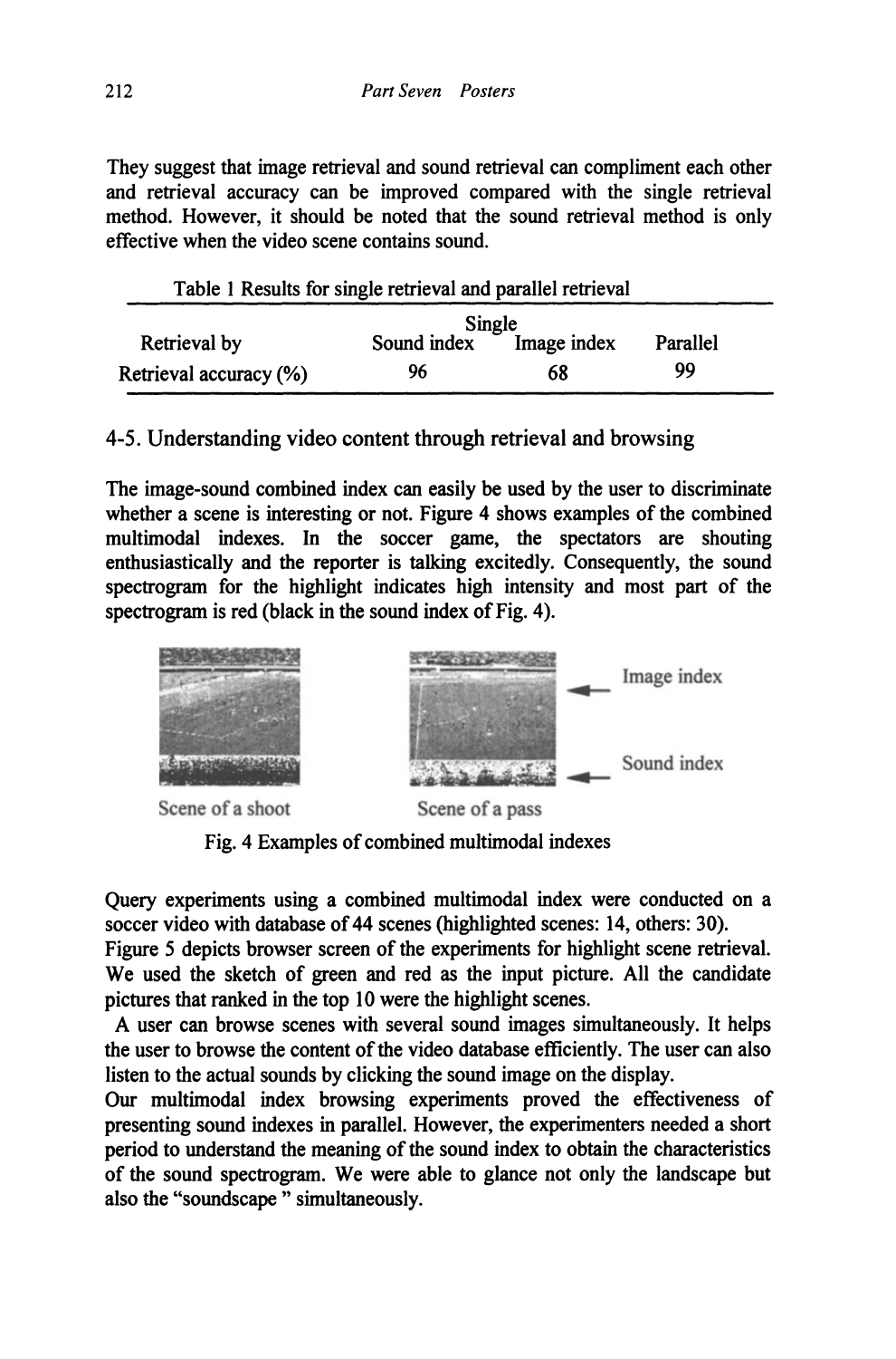They suggest that image retrieval and sound retrieval can compliment each other and retrieval accuracy can be improved compared with the single retrieval method. However, it should be noted that the sound retrieval method is only effective when the video scene contains sound.

Table 1 Results for single retrieval and parallel retrieval

| Retrieval by | Single: Sound index | Single: Image index | Parallel |
|---|---|---|---|
| Retrieval accuracy (%) | 96 | 68 | 99 |

## 4-5. Understanding video content through retrieval and browsing

The image-sound combined index can easily be used by the user to discriminate whether a scene is interesting or not. Figure 4 shows examples of the combined multimodal indexes. In the soccer game, the spectators are shouting enthusiastically and the reporter is talking excitedly. Consequently, the sound spectrogram for the highlight indicates high intensity and most part of the spectrogram is red (black in the sound index of Fig. 4).

Image index

Sound index

Scene of a shoot

Scene of a pass

Fig. 4 Examples of combined multimodal indexes

Query experiments using a combined multimodal index were conducted on a soccer video with database of 44 scenes (highlighted scenes: 14, others: 30).
Figure 5 depicts browser screen of the experiments for highlight scene retrieval. We used the sketch of green and red as the input picture. All the candidate pictures that ranked in the top 10 were the highlight scenes.

A user can browse scenes with several sound images simultaneously. It helps the user to browse the content of the video database efficiently. The user can also listen to the actual sounds by clicking the sound image on the display.

Our multimodal index browsing experiments proved the effectiveness of presenting sound indexes in parallel. However, the experimenters needed a short period to understand the meaning of the sound index to obtain the characteristics of the sound spectrogram. We were able to glance not only the landscape but also the "soundscape " simultaneously.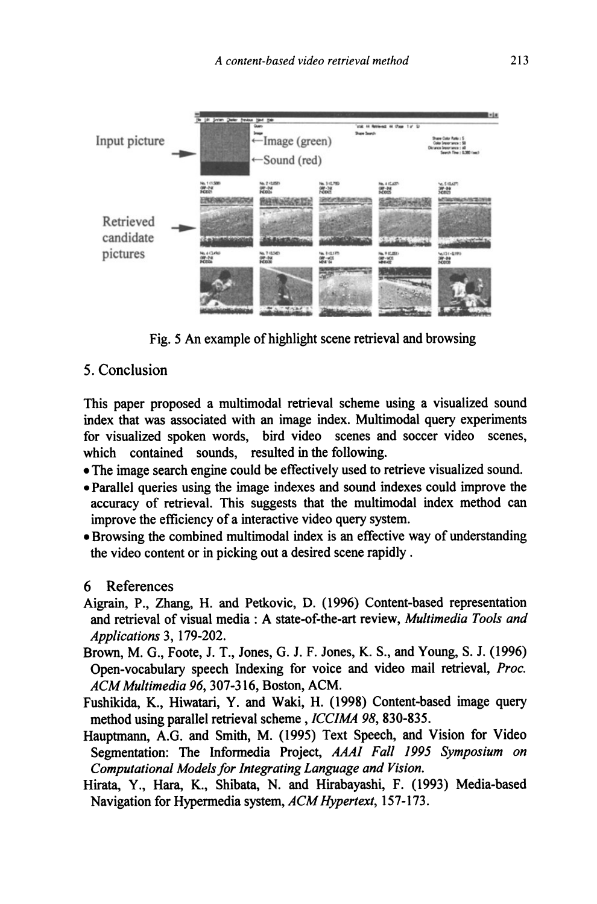Input picture

←Image (green)

←Sound (red)

Retrieved candidate pictures

Fig. 5 An example of highlight scene retrieval and browsing

## 5. Conclusion

This paper proposed a multimodal retrieval scheme using a visualized sound index that was associated with an image index. Multimodal query experiments for visualized spoken words, bird video scenes and soccer video scenes, which contained sounds, resulted in the following.

- The image search engine could be effectively used to retrieve visualized sound.
- Parallel queries using the image indexes and sound indexes could improve the accuracy of retrieval. This suggests that the multimodal index method can improve the efficiency of a interactive video query system.
- Browsing the combined multimodal index is an effective way of understanding the video content or in picking out a desired scene rapidly .

## 6 References

Aigrain, P., Zhang, H. and Petkovic, D. (1996) Content-based representation and retrieval of visual media : A state-of-the-art review, *Multimedia Tools and Applications* 3, 179-202.

Brown, M. G., Foote, J. T., Jones, G. J. F. Jones, K. S., and Young, S. J. (1996) Open-vocabulary speech Indexing for voice and video mail retrieval, *Proc. ACM Multimedia 96*, 307-316, Boston, ACM.

Fushikida, K., Hiwatari, Y. and Waki, H. (1998) Content-based image query method using parallel retrieval scheme , *ICCIMA 98*, 830-835.

Hauptmann, A.G. and Smith, M. (1995) Text Speech, and Vision for Video Segmentation: The Informedia Project, *AAAI Fall 1995 Symposium on Computational Models for Integrating Language and Vision.*

Hirata, Y., Hara, K., Shibata, N. and Hirabayashi, F. (1993) Media-based Navigation for Hypermedia system, *ACM Hypertext*, 157-173.